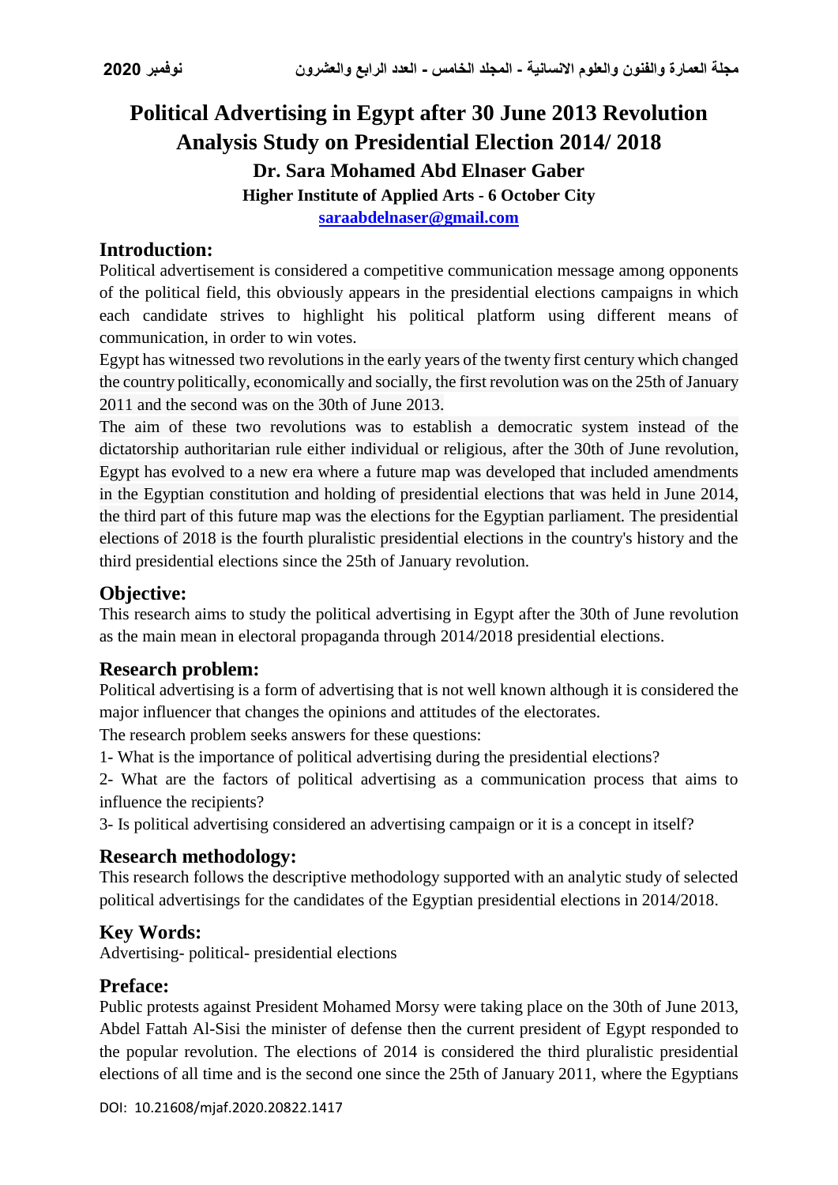# Political Advertising in Egypt after 30 June 2013 Revolution Analysis Study on Presidential Election 2014/ 2018

**Dr. Sara Mohamed Abd Elnaser Gaber**

**Higher Institute of Applied Arts - 6 October City**

**saraabdelnaser@gmail.com**

## Introduction:

Political advertisement is considered a competitive communication message among opponents of the political field, this obviously appears in the presidential elections campaigns in which each candidate strives to highlight his political platform using different means of communication, in order to win votes.

Egypt has witnessed two revolutions in the early years of the twenty first century which changed the country politically, economically and socially, the first revolution was on the 25th of January 2011 and the second was on the 30th of June 2013.

The aim of these two revolutions was to establish a democratic system instead of the dictatorship authoritarian rule either individual or religious, after the 30th of June revolution, Egypt has evolved to a new era where a future map was developed that included amendments in the Egyptian constitution and holding of presidential elections that was held in June 2014, the third part of this future map was the elections for the Egyptian parliament. The presidential elections of 2018 is the fourth pluralistic presidential elections in the country's history and the third presidential elections since the 25th of January revolution.

## Objective:

This research aims to study the political advertising in Egypt after the 30th of June revolution as the main mean in electoral propaganda through 2014/2018 presidential elections.

## Research problem:

Political advertising is a form of advertising that is not well known although it is considered the major influencer that changes the opinions and attitudes of the electorates.

The research problem seeks answers for these questions:

1- What is the importance of political advertising during the presidential elections?

2- What are the factors of political advertising as a communication process that aims to influence the recipients?

3- Is political advertising considered an advertising campaign or it is a concept in itself?

## Research methodology:

This research follows the descriptive methodology supported with an analytic study of selected political advertisings for the candidates of the Egyptian presidential elections in 2014/2018.

## Key Words:

Advertising- political- presidential elections

## Preface:

Public protests against President Mohamed Morsy were taking place on the 30th of June 2013, Abdel Fattah Al-Sisi the minister of defense then the current president of Egypt responded to the popular revolution. The elections of 2014 is considered the third pluralistic presidential elections of all time and is the second one since the 25th of January 2011, where the Egyptians

DOI: 10.21608/mjaf.2020.20822.1417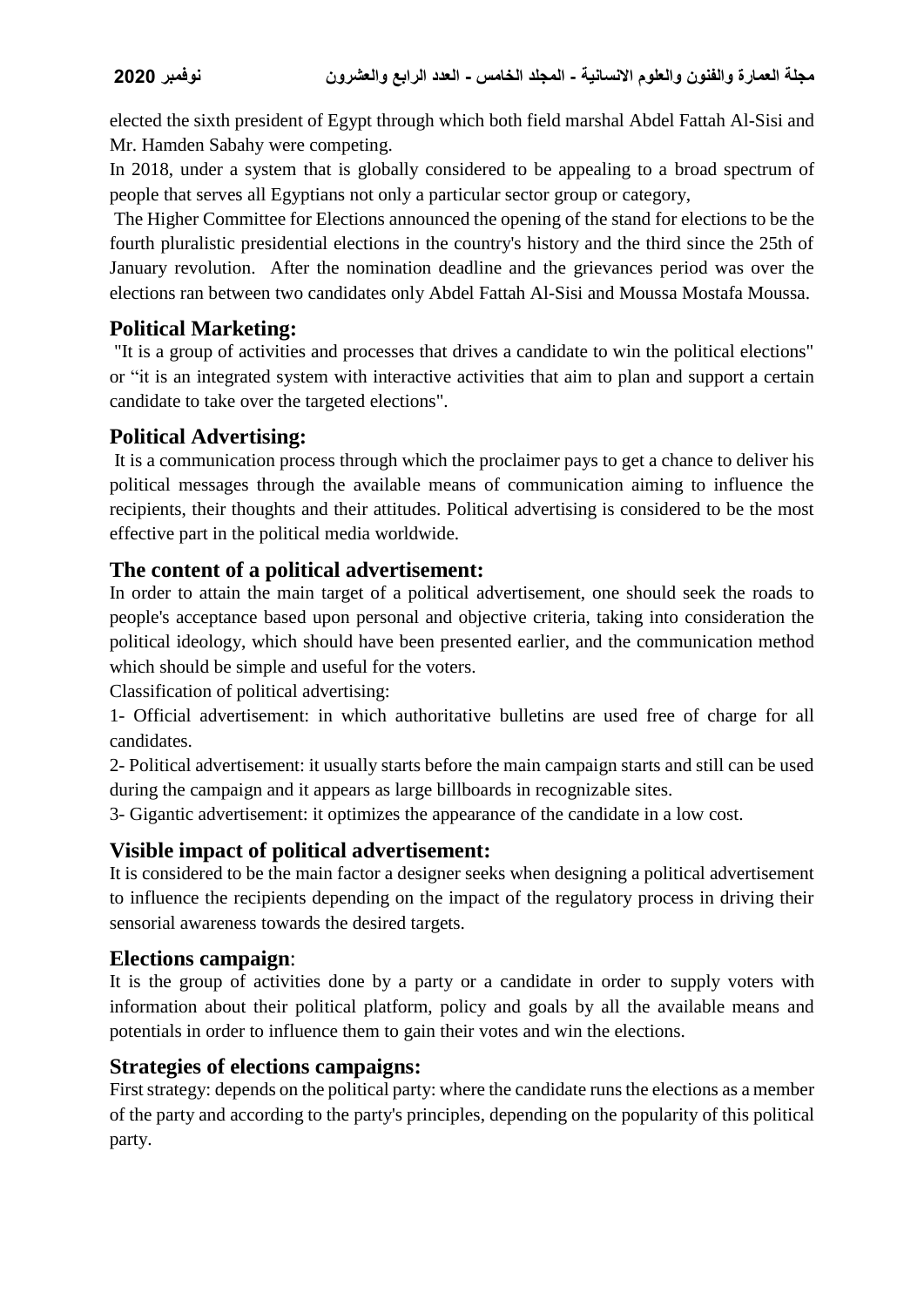elected the sixth president of Egypt through which both field marshal Abdel Fattah Al-Sisi and Mr. Hamden Sabahy were competing.

In 2018, under a system that is globally considered to be appealing to a broad spectrum of people that serves all Egyptians not only a particular sector group or category,

The Higher Committee for Elections announced the opening of the stand for elections to be the fourth pluralistic presidential elections in the country's history and the third since the 25th of January revolution. After the nomination deadline and the grievances period was over the elections ran between two candidates only Abdel Fattah Al-Sisi and Moussa Mostafa Moussa.

## Political Marketing:

"It is a group of activities and processes that drives a candidate to win the political elections" or "it is an integrated system with interactive activities that aim to plan and support a certain candidate to take over the targeted elections".

## Political Advertising:

It is a communication process through which the proclaimer pays to get a chance to deliver his political messages through the available means of communication aiming to influence the recipients, their thoughts and their attitudes. Political advertising is considered to be the most effective part in the political media worldwide.

## The content of a political advertisement:

In order to attain the main target of a political advertisement, one should seek the roads to people's acceptance based upon personal and objective criteria, taking into consideration the political ideology, which should have been presented earlier, and the communication method which should be simple and useful for the voters.

Classification of political advertising:

1- Official advertisement: in which authoritative bulletins are used free of charge for all candidates.

2- Political advertisement: it usually starts before the main campaign starts and still can be used during the campaign and it appears as large billboards in recognizable sites.

3- Gigantic advertisement: it optimizes the appearance of the candidate in a low cost.

## Visible impact of political advertisement:

It is considered to be the main factor a designer seeks when designing a political advertisement to influence the recipients depending on the impact of the regulatory process in driving their sensorial awareness towards the desired targets.

## Elections campaign:

It is the group of activities done by a party or a candidate in order to supply voters with information about their political platform, policy and goals by all the available means and potentials in order to influence them to gain their votes and win the elections.

## Strategies of elections campaigns:

First strategy: depends on the political party: where the candidate runs the elections as a member of the party and according to the party's principles, depending on the popularity of this political party.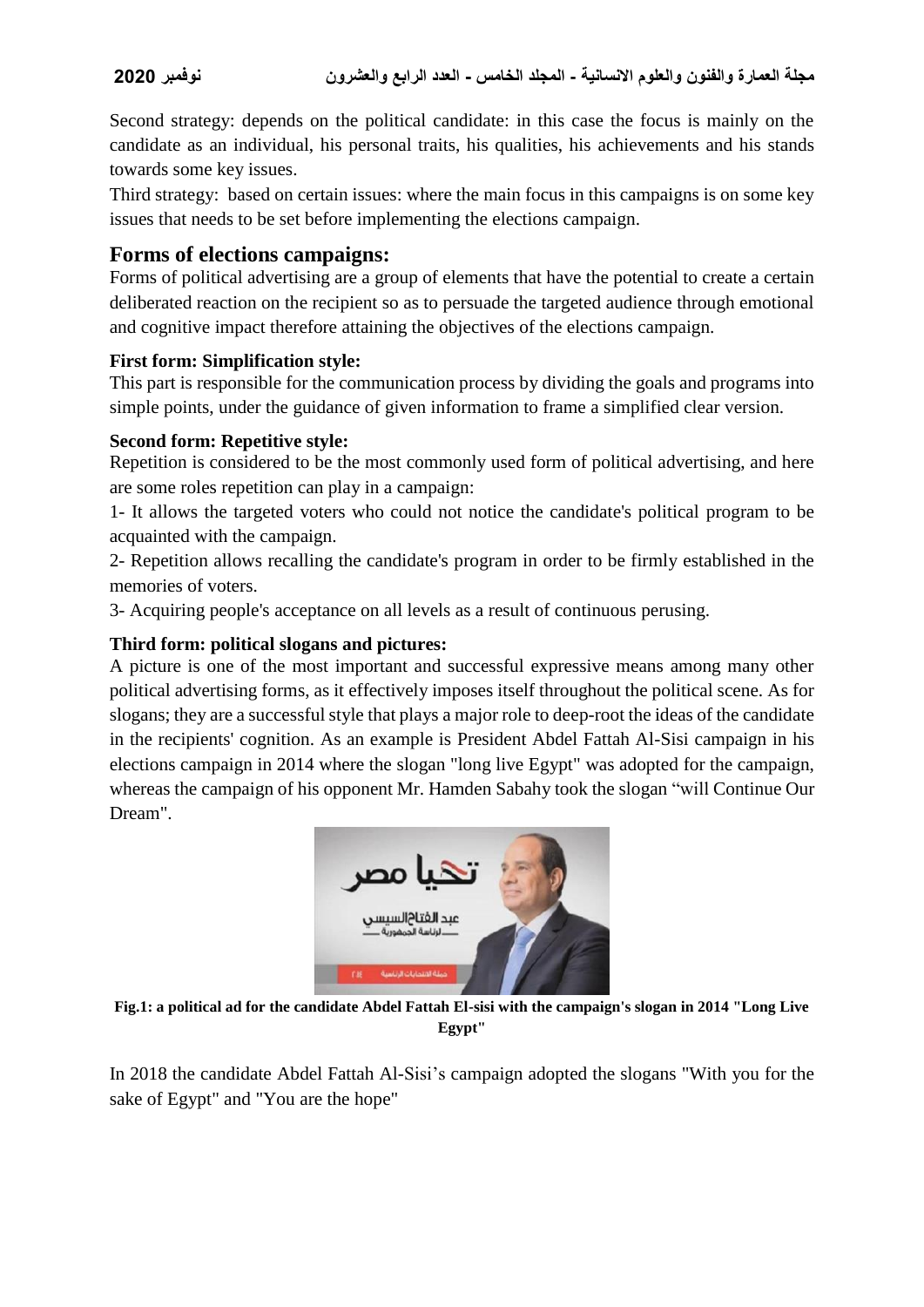Second strategy: depends on the political candidate: in this case the focus is mainly on the candidate as an individual, his personal traits, his qualities, his achievements and his stands towards some key issues.

Third strategy: based on certain issues: where the main focus in this campaigns is on some key issues that needs to be set before implementing the elections campaign.

## Forms of elections campaigns:

Forms of political advertising are a group of elements that have the potential to create a certain deliberated reaction on the recipient so as to persuade the targeted audience through emotional and cognitive impact therefore attaining the objectives of the elections campaign.

**First form: Simplification style:**

This part is responsible for the communication process by dividing the goals and programs into simple points, under the guidance of given information to frame a simplified clear version.

**Second form: Repetitive style:**

Repetition is considered to be the most commonly used form of political advertising, and here are some roles repetition can play in a campaign:

1- It allows the targeted voters who could not notice the candidate's political program to be acquainted with the campaign.

2- Repetition allows recalling the candidate's program in order to be firmly established in the memories of voters.

3- Acquiring people's acceptance on all levels as a result of continuous perusing.

**Third form: political slogans and pictures:**

A picture is one of the most important and successful expressive means among many other political advertising forms, as it effectively imposes itself throughout the political scene. As for slogans; they are a successful style that plays a major role to deep-root the ideas of the candidate in the recipients' cognition. As an example is President Abdel Fattah Al-Sisi campaign in his elections campaign in 2014 where the slogan "long live Egypt" was adopted for the campaign, whereas the campaign of his opponent Mr. Hamden Sabahy took the slogan "will Continue Our Dream".

**Fig.1: a political ad for the candidate Abdel Fattah El-sisi with the campaign's slogan in 2014 "Long Live Egypt"**

In 2018 the candidate Abdel Fattah Al-Sisi's campaign adopted the slogans "With you for the sake of Egypt" and "You are the hope"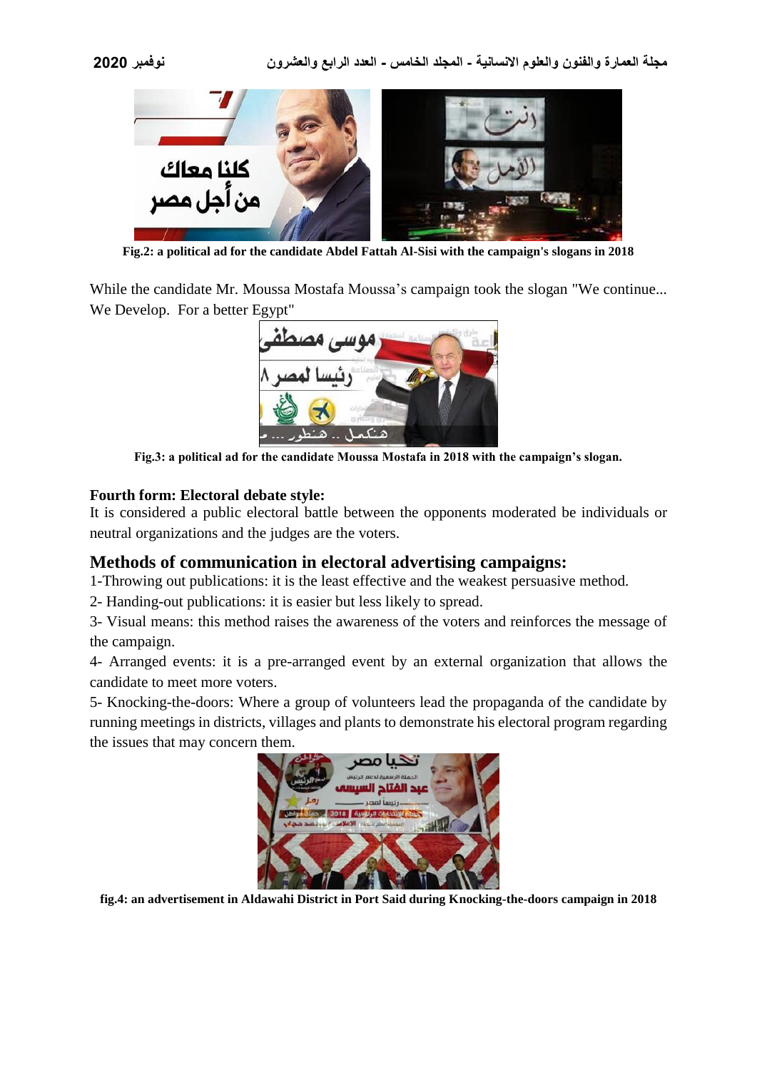Fig.2: a political ad for the candidate Abdel Fattah Al-Sisi with the campaign's slogans in 2018

While the candidate Mr. Moussa Mostafa Moussa's campaign took the slogan "We continue... We Develop. For a better Egypt"

Fig.3: a political ad for the candidate Moussa Mostafa in 2018 with the campaign's slogan.

**Fourth form: Electoral debate style:**

It is considered a public electoral battle between the opponents moderated be individuals or neutral organizations and the judges are the voters.

## Methods of communication in electoral advertising campaigns:

1-Throwing out publications: it is the least effective and the weakest persuasive method.

2- Handing-out publications: it is easier but less likely to spread.

3- Visual means: this method raises the awareness of the voters and reinforces the message of the campaign.

4- Arranged events: it is a pre-arranged event by an external organization that allows the candidate to meet more voters.

5- Knocking-the-doors: Where a group of volunteers lead the propaganda of the candidate by running meetings in districts, villages and plants to demonstrate his electoral program regarding the issues that may concern them.

fig.4: an advertisement in Aldawahi District in Port Said during Knocking-the-doors campaign in 2018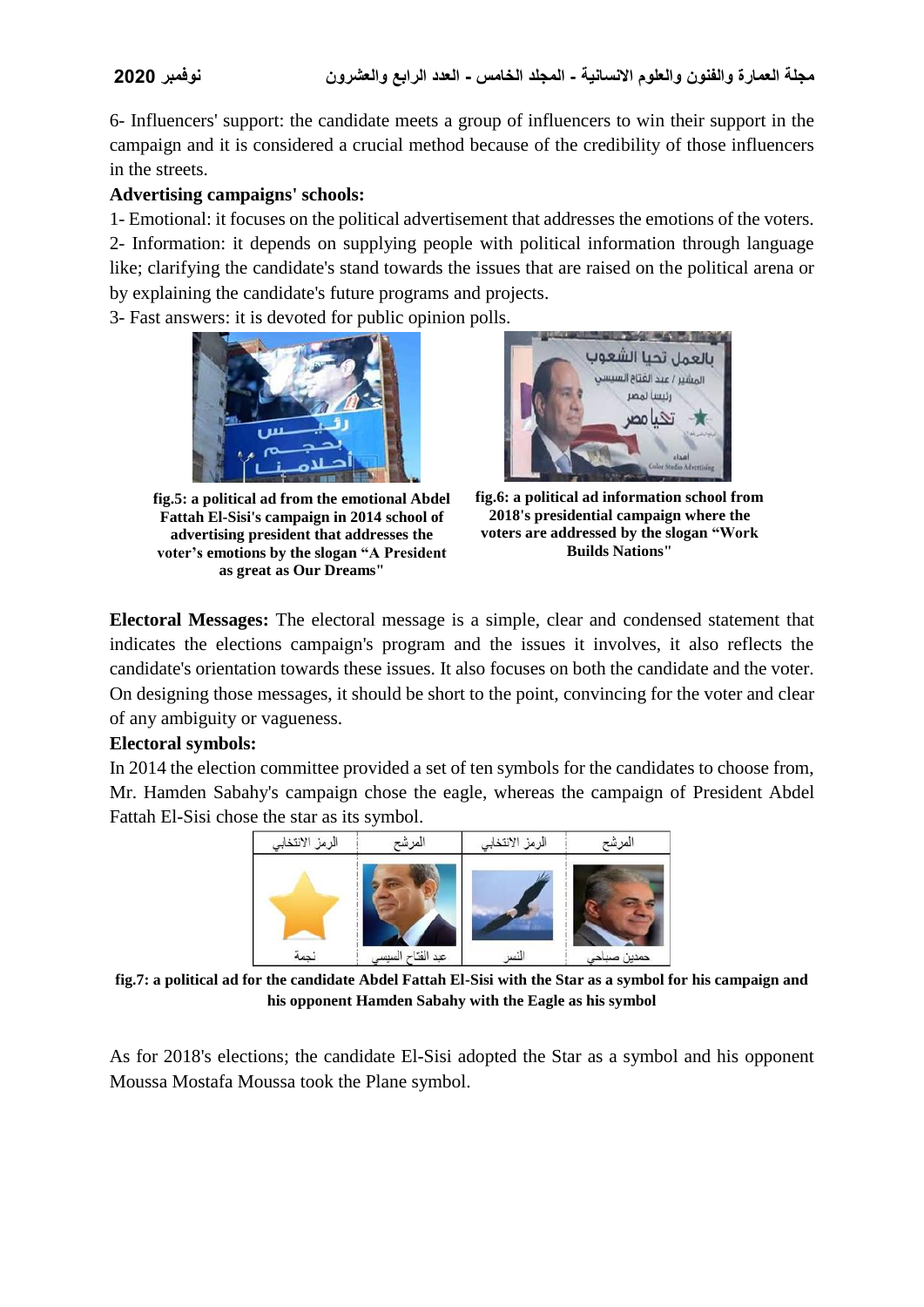6- Influencers' support: the candidate meets a group of influencers to win their support in the campaign and it is considered a crucial method because of the credibility of those influencers in the streets.

**Advertising campaigns' schools:**

1- Emotional: it focuses on the political advertisement that addresses the emotions of the voters.

2- Information: it depends on supplying people with political information through language like; clarifying the candidate's stand towards the issues that are raised on the political arena or by explaining the candidate's future programs and projects.

3- Fast answers: it is devoted for public opinion polls.

**fig.5: a political ad from the emotional Abdel Fattah El-Sisi's campaign in 2014 school of advertising president that addresses the voter's emotions by the slogan "A President as great as Our Dreams"**

**fig.6: a political ad information school from 2018's presidential campaign where the voters are addressed by the slogan "Work Builds Nations"**

**Electoral Messages:** The electoral message is a simple, clear and condensed statement that indicates the elections campaign's program and the issues it involves, it also reflects the candidate's orientation towards these issues. It also focuses on both the candidate and the voter. On designing those messages, it should be short to the point, convincing for the voter and clear of any ambiguity or vagueness.

**Electoral symbols:**

In 2014 the election committee provided a set of ten symbols for the candidates to choose from, Mr. Hamden Sabahy's campaign chose the eagle, whereas the campaign of President Abdel Fattah El-Sisi chose the star as its symbol.

| الرمز الانتخابي | المرشح | الرمز الانتخابي | المرشح |
|---|---|---|---|
| نجمة | عبد الفتاح السيسي | النسر | حمدين صباحي |

**fig.7: a political ad for the candidate Abdel Fattah El-Sisi with the Star as a symbol for his campaign and his opponent Hamden Sabahy with the Eagle as his symbol**

As for 2018's elections; the candidate El-Sisi adopted the Star as a symbol and his opponent Moussa Mostafa Moussa took the Plane symbol.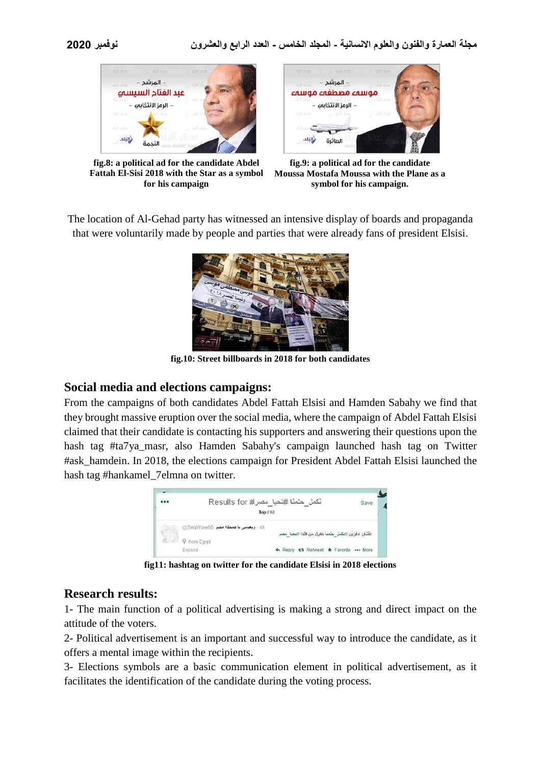fig.8: a political ad for the candidate Abdel Fattah El-Sisi 2018 with the Star as a symbol for his campaign

fig.9: a political ad for the candidate Moussa Mostafa Moussa with the Plane as a symbol for his campaign.

The location of Al-Gehad party has witnessed an intensive display of boards and propaganda that were voluntarily made by people and parties that were already fans of president Elsisi.

fig.10: Street billboards in 2018 for both candidates

## Social media and elections campaigns:

From the campaigns of both candidates Abdel Fattah Elsisi and Hamden Sabahy we find that they brought massive eruption over the social media, where the campaign of Abdel Fattah Elsisi claimed that their candidate is contacting his supporters and answering their questions upon the hash tag #ta7ya_masr, also Hamden Sabahy's campaign launched hash tag on Twitter #ask_hamdein. In 2018, the elections campaign for President Abdel Fattah Elsisi launched the hash tag #hankamel_7elmna on twitter.

fig11: hashtag on twitter for the candidate Elsisi in 2018 elections

## Research results:

1- The main function of a political advertising is making a strong and direct impact on the attitude of the voters.

2- Political advertisement is an important and successful way to introduce the candidate, as it offers a mental image within the recipients.

3- Elections symbols are a basic communication element in political advertisement, as it facilitates the identification of the candidate during the voting process.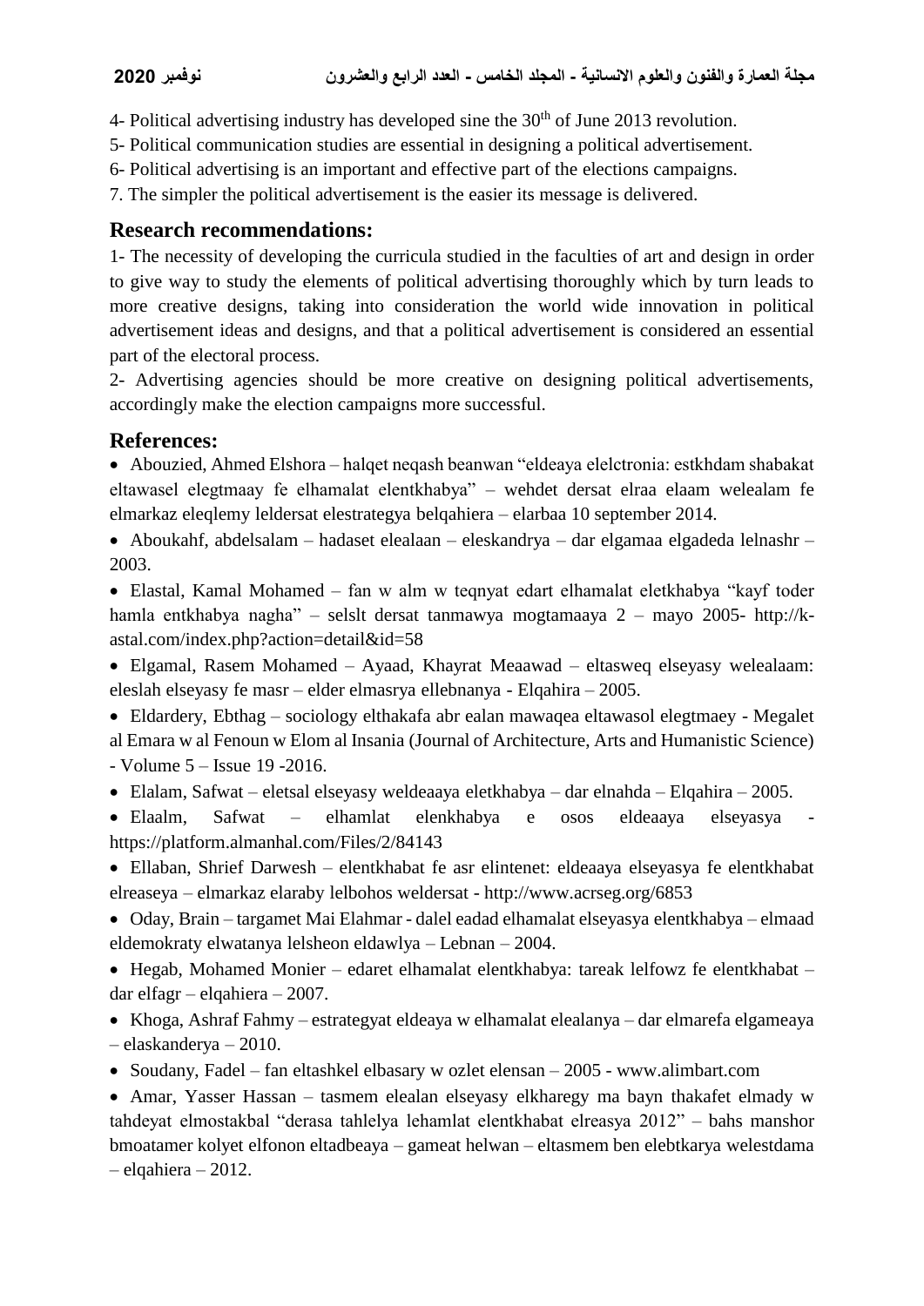4- Political advertising industry has developed sine the 30th of June 2013 revolution.

5- Political communication studies are essential in designing a political advertisement.

6- Political advertising is an important and effective part of the elections campaigns.

7. The simpler the political advertisement is the easier its message is delivered.

## Research recommendations:

1- The necessity of developing the curricula studied in the faculties of art and design in order to give way to study the elements of political advertising thoroughly which by turn leads to more creative designs, taking into consideration the world wide innovation in political advertisement ideas and designs, and that a political advertisement is considered an essential part of the electoral process.

2- Advertising agencies should be more creative on designing political advertisements, accordingly make the election campaigns more successful.

## References:

- Abouzied, Ahmed Elshora – halqet neqash beanwan "eldeaya elelctronia: estkhdam shabakat eltawasel elegtmaay fe elhamalat elentkhabya" – wehdet dersat elraa elaam welealam fe elmarkaz eleqlemy leldersat elestrategya belqahiera – elarbaa 10 september 2014.
- Aboukahf, abdelsalam – hadaset elealaan – eleskandrya – dar elgamaa elgadeda lelnashr – 2003.
- Elastal, Kamal Mohamed – fan w alm w teqnyat edart elhamalat eletkhabya "kayf toder hamla entkhabya nagha" – selslt dersat tanmawya mogtamaaya 2 – mayo 2005- http://k-astal.com/index.php?action=detail&id=58
- Elgamal, Rasem Mohamed – Ayaad, Khayrat Meaawad – eltasweq elseyasy welealaam: eleslah elseyasy fe masr – elder elmasrya ellebnanya - Elqahira – 2005.
- Eldardery, Ebthag – sociology elthakafa abr ealan mawaqea eltawasol elegtmaey - Megalet al Emara w al Fenoun w Elom al Insania (Journal of Architecture, Arts and Humanistic Science) - Volume 5 – Issue 19 -2016.
- Elalam, Safwat – eletsal elseyasy weldeaaya eletkhabya – dar elnahda – Elqahira – 2005.
- Elaalm, Safwat – elhamlat elenkhabya e osos eldeaaya elseyasya - https://platform.almanhal.com/Files/2/84143
- Ellaban, Shrief Darwesh – elentkhabat fe asr elintenet: eldeaaya elseyasya fe elentkhabat elreaseya – elmarkaz elaraby lelbohos weldersat - http://www.acrseg.org/6853
- Oday, Brain – targamet Mai Elahmar - dalel eadad elhamalat elseyasya elentkhabya – elmaad eldemokraty elwatanya lelsheon eldawlya – Lebnan – 2004.
- Hegab, Mohamed Monier – edaret elhamalat elentkhabya: tareak lelfowz fe elentkhabat – dar elfagr – elqahiera – 2007.
- Khoga, Ashraf Fahmy – estrategyat eldeaya w elhamalat elealanya – dar elmarefa elgameaya – elaskanderya – 2010.
- Soudany, Fadel – fan eltashkel elbasary w ozlet elensan – 2005 - www.alimbart.com
- Amar, Yasser Hassan – tasmem elealan elseyasy elkharegy ma bayn thakafet elmady w tahdeyat elmostakbal "derasa tahlelya lehamlat elentkhabat elreasya 2012" – bahs manshor bmoatamer kolyet elfonon eltadbeaya – gameat helwan – eltasmem ben elebtkarya welestdama – elqahiera – 2012.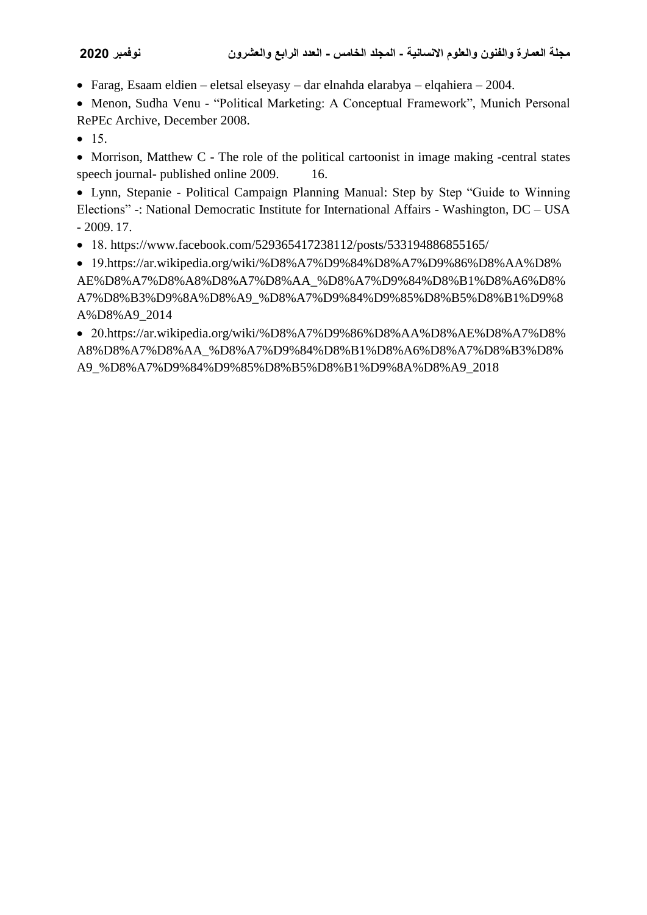- Farag, Esaam eldien – eletsal elseyasy – dar elnahda elarabya – elqahiera – 2004.
- Menon, Sudha Venu - “Political Marketing: A Conceptual Framework”, Munich Personal RePEc Archive, December 2008.
- 15.
- Morrison, Matthew C - The role of the political cartoonist in image making -central states speech journal- published online 2009. 16.
- Lynn, Stepanie - Political Campaign Planning Manual: Step by Step “Guide to Winning Elections” -: National Democratic Institute for International Affairs - Washington, DC – USA - 2009. 17.
- 18. https://www.facebook.com/529365417238112/posts/533194886855165/
- 19.https://ar.wikipedia.org/wiki/%D8%A7%D9%84%D8%A7%D9%86%D8%AA%D8%AE%D8%A7%D8%A8%D8%A7%D8%AA_%D8%A7%D9%84%D8%B1%D8%A6%D8%A7%D8%B3%D9%8A%D8%A9_%D8%A7%D9%84%D9%85%D8%B5%D8%B1%D9%8A%D8%A9_2014
- 20.https://ar.wikipedia.org/wiki/%D8%A7%D9%86%D8%AA%D8%AE%D8%A7%D8%A8%D8%A7%D8%AA_%D8%A7%D9%84%D8%B1%D8%A6%D8%A7%D8%B3%D8%A9_%D8%A7%D9%84%D9%85%D8%B5%D8%B1%D9%8A%D8%A9_2018